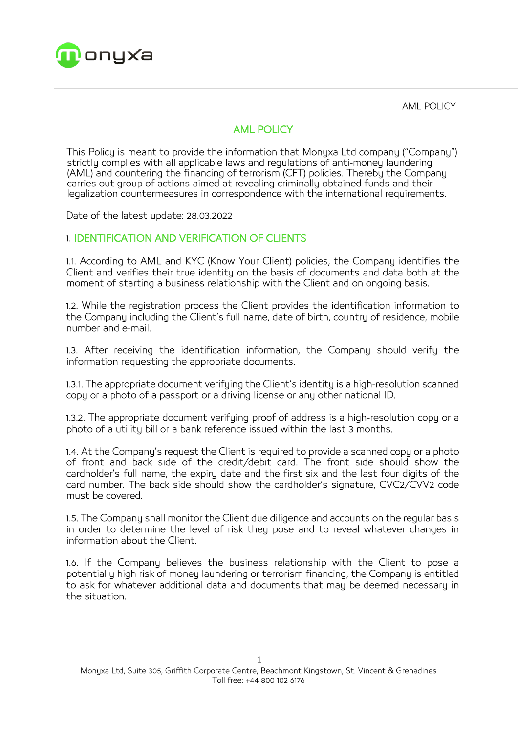# AML POLICY

This Policy is meant to provide the information that Monyxa Ltd company ("Company") strictly complies with all applicable laws and regulations of anti-money laundering (AML) and countering the financing of terrorism (CFT) policies. Thereby the Company carries out group of actions aimed at revealing criminally obtained funds and their legalization countermeasures in correspondence with the international requirements.

Date of the latest update: 28.03.2022

## 1. IDENTIFICATION AND VERIFICATION OF CLIENTS

1.1. According to AML and KYC (Know Your Client) policies, the Company identifies the Client and verifies their true identity on the basis of documents and data both at the moment of starting a business relationship with the Client and on ongoing basis.

1.2. While the registration process the Client provides the identification information to the Company including the Client's full name, date of birth, country of residence, mobile number and e-mail.

1.3. After receiving the identification information, the Company should verify the information requesting the appropriate documents.

1.3.1. The appropriate document verifying the Client's identity is a high-resolution scanned copy or a photo of a passport or a driving license or any other national ID.

1.3.2. The appropriate document verifying proof of address is a high-resolution copy or a photo of a utility bill or a bank reference issued within the last 3 months.

1.4. At the Company's request the Client is required to provide a scanned copy or a photo of front and back side of the credit/debit card. The front side should show the cardholder's full name, the expiry date and the first six and the last four digits of the card number. The back side should show the cardholder's signature, CVC2/CVV2 code must be covered.

1.5. The Company shall monitor the Client due diligence and accounts on the regular basis in order to determine the level of risk they pose and to reveal whatever changes in information about the Client.

1.6. If the Company believes the business relationship with the Client to pose a potentially high risk of money laundering or terrorism financing, the Company is entitled to ask for whatever additional data and documents that may be deemed necessary in the situation.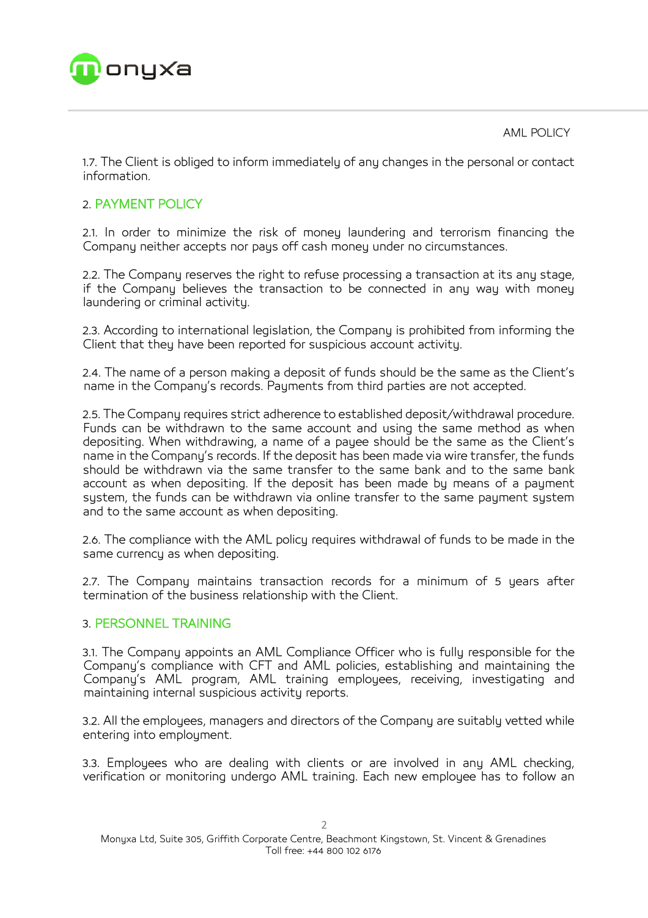1.7. The Client is obliged to inform immediately of any changes in the personal or contact information.

## 2. PAYMENT POLICY

2.1. In order to minimize the risk of money laundering and terrorism financing the Company neither accepts nor pays off cash money under no circumstances.

2.2. The Company reserves the right to refuse processing a transaction at its any stage, if the Company believes the transaction to be connected in any way with money laundering or criminal activity.

2.3. According to international legislation, the Company is prohibited from informing the Client that they have been reported for suspicious account activity.

2.4. The name of a person making a deposit of funds should be the same as the Client's name in the Company's records. Payments from third parties are not accepted.

2.5. The Company requires strict adherence to established deposit/withdrawal procedure. Funds can be withdrawn to the same account and using the same method as when depositing. When withdrawing, a name of a payee should be the same as the Client's name in the Company's records. If the deposit has been made via wire transfer, the funds should be withdrawn via the same transfer to the same bank and to the same bank account as when depositing. If the deposit has been made by means of a payment system, the funds can be withdrawn via online transfer to the same payment system and to the same account as when depositing.

2.6. The compliance with the AML policy requires withdrawal of funds to be made in the same currency as when depositing.

2.7. The Company maintains transaction records for a minimum of 5 years after termination of the business relationship with the Client.

## 3. PERSONNEL TRAINING

3.1. The Company appoints an AML Compliance Officer who is fully responsible for the Company's compliance with CFT and AML policies, establishing and maintaining the Company's AML program, AML training employees, receiving, investigating and maintaining internal suspicious activity reports.

3.2. All the employees, managers and directors of the Company are suitably vetted while entering into employment.

3.3. Employees who are dealing with clients or are involved in any AML checking, verification or monitoring undergo AML training. Each new employee has to follow an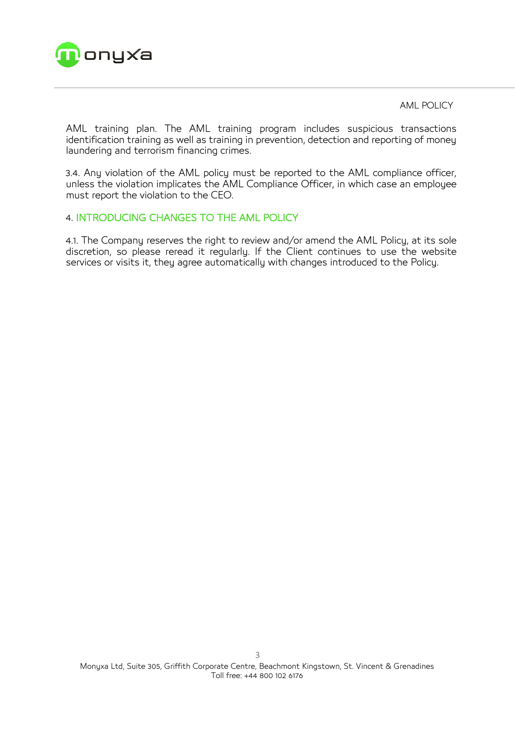AML training plan. The AML training program includes suspicious transactions identification training as well as training in prevention, detection and reporting of money laundering and terrorism financing crimes.

3.4. Any violation of the AML policy must be reported to the AML compliance officer, unless the violation implicates the AML Compliance Officer, in which case an employee must report the violation to the CEO.

## 4. INTRODUCING CHANGES TO THE AML POLICY

4.1. The Company reserves the right to review and/or amend the AML Policy, at its sole discretion, so please reread it regularly. If the Client continues to use the website services or visits it, they agree automatically with changes introduced to the Policy.